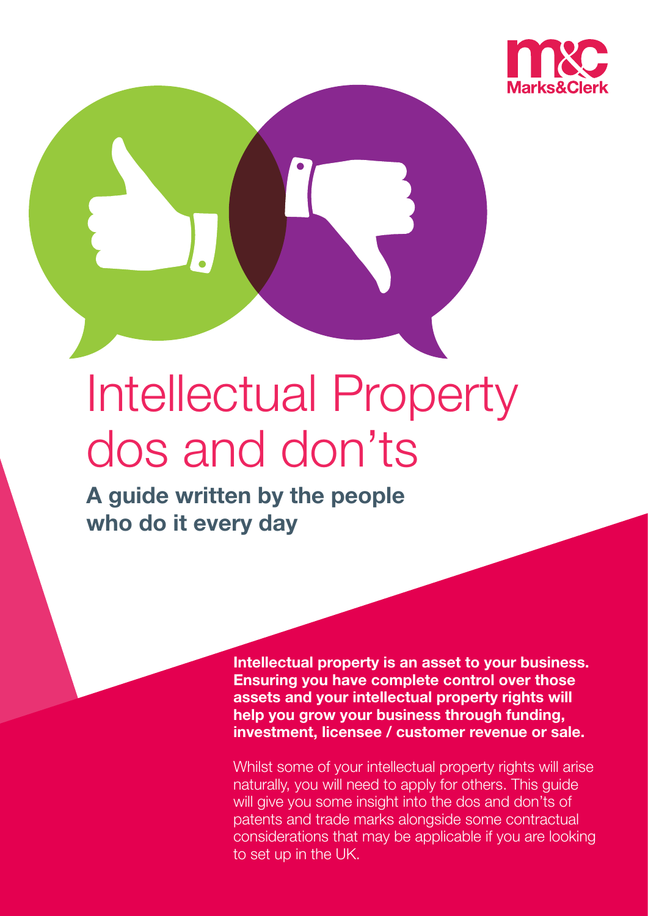Marks&Clerk

# Intellectual Property dos and don'ts

## A guide written by the people who do it every day

**Intellectual property is an asset to your business. Ensuring you have complete control over those assets and your intellectual property rights will help you grow your business through funding, investment, licensee / customer revenue or sale.**

Whilst some of your intellectual property rights will arise naturally, you will need to apply for others. This guide will give you some insight into the dos and don'ts of patents and trade marks alongside some contractual considerations that may be applicable if you are looking to set up in the UK.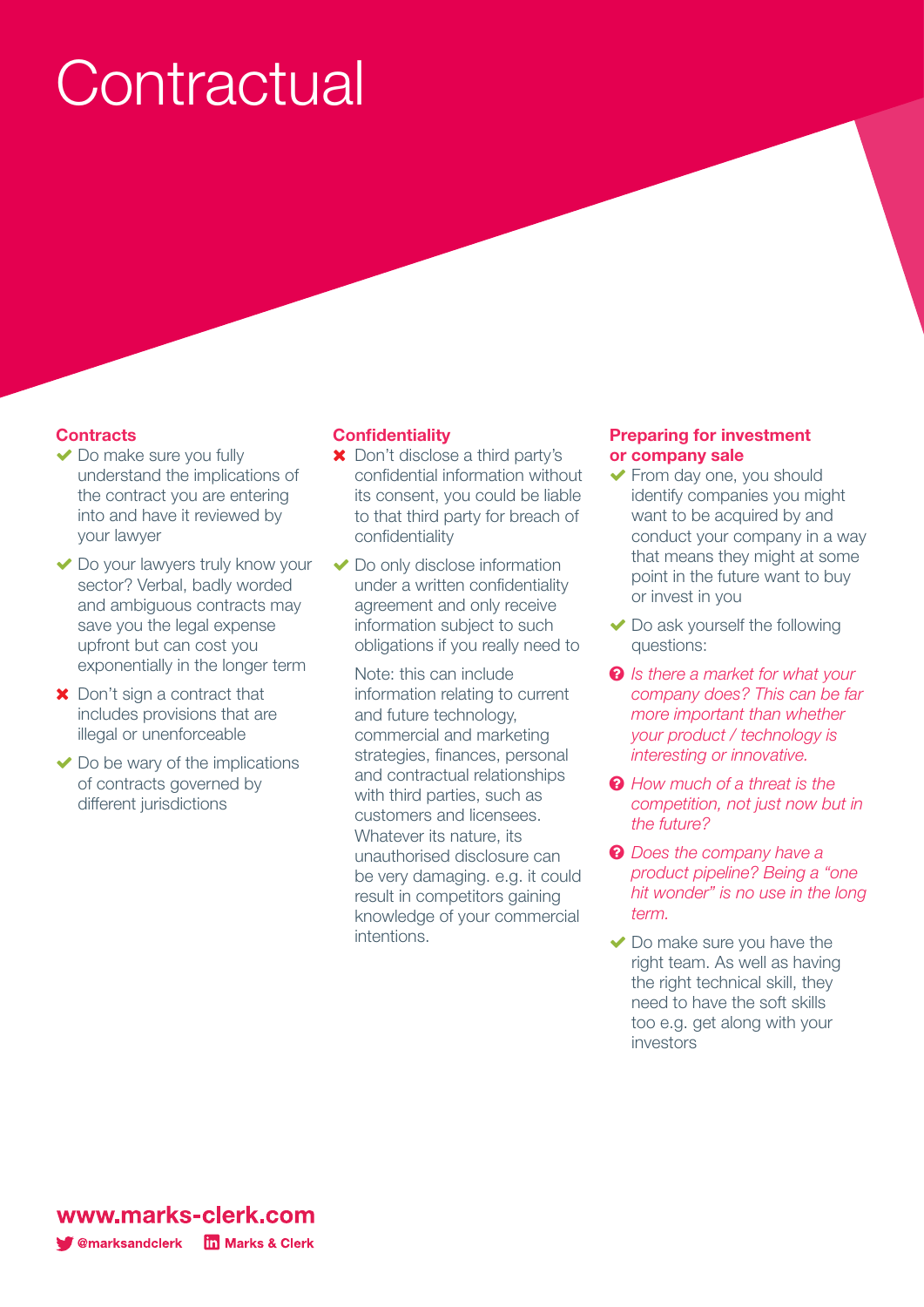# Contractual

## Contracts

- ✔ Do make sure you fully understand the implications of the contract you are entering into and have it reviewed by your lawyer
- ✔ Do your lawyers truly know your sector? Verbal, badly worded and ambiguous contracts may save you the legal expense upfront but can cost you exponentially in the longer term
- ✖ Don't sign a contract that includes provisions that are illegal or unenforceable
- ✔ Do be wary of the implications of contracts governed by different jurisdictions

## Confidentiality

- ✖ Don't disclose a third party's confidential information without its consent, you could be liable to that third party for breach of confidentiality
- ✔ Do only disclose information under a written confidentiality agreement and only receive information subject to such obligations if you really need to

  Note: this can include information relating to current and future technology, commercial and marketing strategies, finances, personal and contractual relationships with third parties, such as customers and licensees. Whatever its nature, its unauthorised disclosure can be very damaging. e.g. it could result in competitors gaining knowledge of your commercial intentions.

## Preparing for investment or company sale

- ✔ From day one, you should identify companies you might want to be acquired by and conduct your company in a way that means they might at some point in the future want to buy or invest in you
- ✔ Do ask yourself the following questions:
- ❓ *Is there a market for what your company does? This can be far more important than whether your product / technology is interesting or innovative.*
- ❓ *How much of a threat is the competition, not just now but in the future?*
- ❓ *Does the company have a product pipeline? Being a "one hit wonder" is no use in the long term.*
- ✔ Do make sure you have the right team. As well as having the right technical skill, they need to have the soft skills too e.g. get along with your investors

**www.marks-clerk.com**

@marksandclerk　Marks & Clerk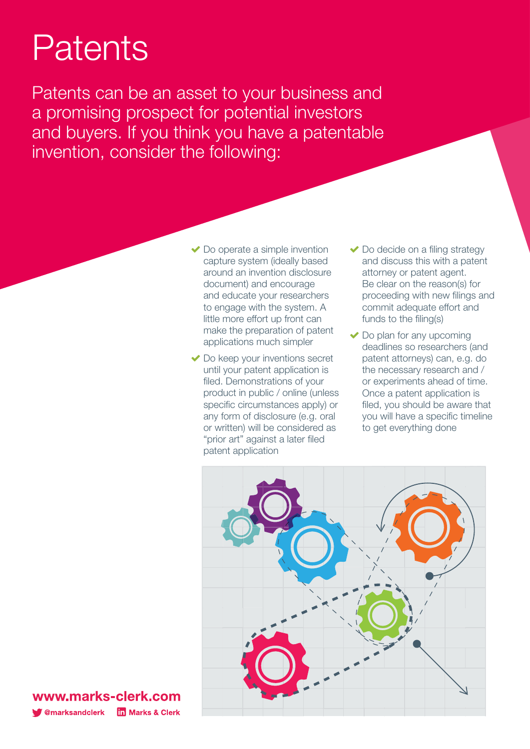# Patents

Patents can be an asset to your business and a promising prospect for potential investors and buyers. If you think you have a patentable invention, consider the following:

- ✔ Do operate a simple invention capture system (ideally based around an invention disclosure document) and encourage and educate your researchers to engage with the system. A little more effort up front can make the preparation of patent applications much simpler
- ✔ Do keep your inventions secret until your patent application is filed. Demonstrations of your product in public / online (unless specific circumstances apply) or any form of disclosure (e.g. oral or written) will be considered as "prior art" against a later filed patent application
- ✔ Do decide on a filing strategy and discuss this with a patent attorney or patent agent. Be clear on the reason(s) for proceeding with new filings and commit adequate effort and funds to the filing(s)
- ✔ Do plan for any upcoming deadlines so researchers (and patent attorneys) can, e.g. do the necessary research and / or experiments ahead of time. Once a patent application is filed, you should be aware that you will have a specific timeline to get everything done

**www.marks-clerk.com**

@marksandclerk   Marks & Clerk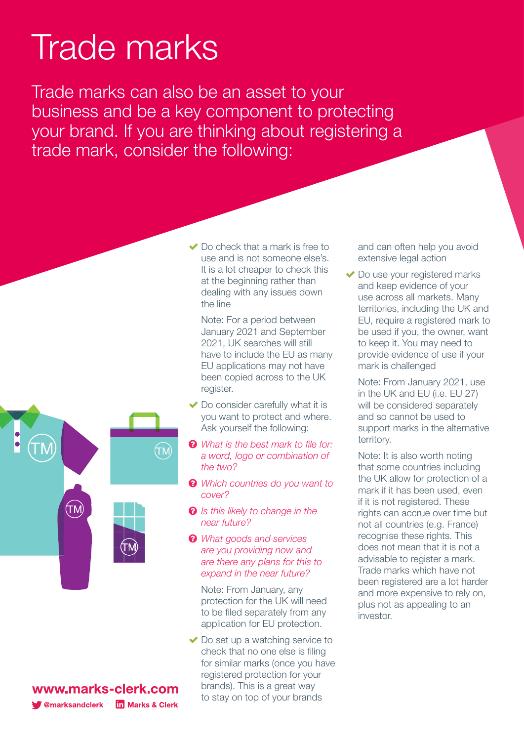# Trade marks

Trade marks can also be an asset to your business and be a key component to protecting your brand. If you are thinking about registering a trade mark, consider the following:

- ✔ Do check that a mark is free to use and is not someone else's. It is a lot cheaper to check this at the beginning rather than dealing with any issues down the line

  Note: For a period between January 2021 and September 2021, UK searches will still have to include the EU as many EU applications may not have been copied across to the UK register.

- ✔ Do consider carefully what it is you want to protect and where. Ask yourself the following:

  - *What is the best mark to file for: a word, logo or combination of the two?*
  - *Which countries do you want to cover?*
  - *Is this likely to change in the near future?*
  - *What goods and services are you providing now and are there any plans for this to expand in the near future?*

  Note: From January, any protection for the UK will need to be filed separately from any application for EU protection.

- ✔ Do set up a watching service to check that no one else is filing for similar marks (once you have registered protection for your brands). This is a great way to stay on top of your brands and can often help you avoid extensive legal action

- ✔ Do use your registered marks and keep evidence of your use across all markets. Many territories, including the UK and EU, require a registered mark to be used if you, the owner, want to keep it. You may need to provide evidence of use if your mark is challenged

  Note: From January 2021, use in the UK and EU (i.e. EU 27) will be considered separately and so cannot be used to support marks in the alternative territory.

  Note: It is also worth noting that some countries including the UK allow for protection of a mark if it has been used, even if it is not registered. These rights can accrue over time but not all countries (e.g. France) recognise these rights. This does not mean that it is not a advisable to register a mark. Trade marks which have not been registered are a lot harder and more expensive to rely on, plus not as appealing to an investor.

**www.marks-clerk.com**

@marksandclerk   Marks & Clerk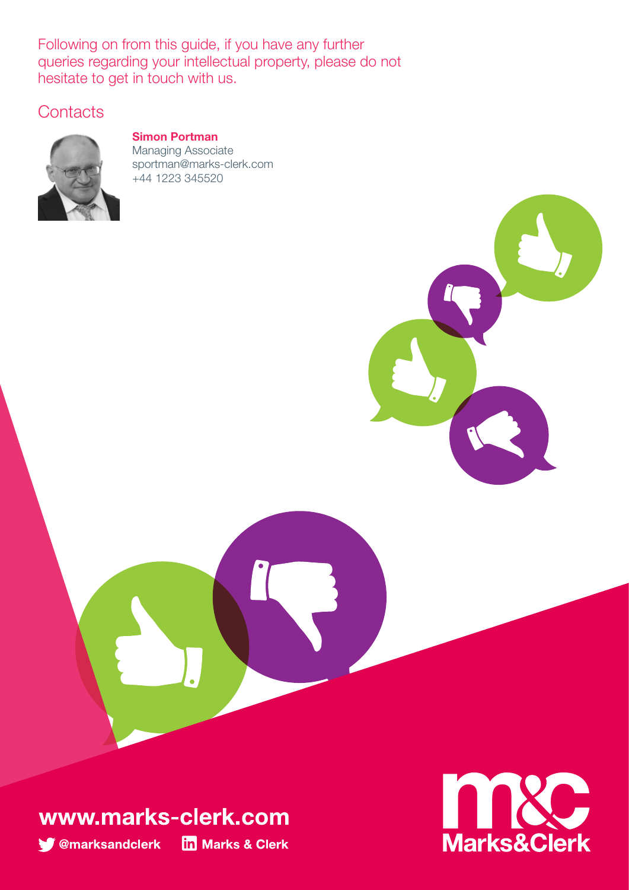Following on from this guide, if you have any further queries regarding your intellectual property, please do not hesitate to get in touch with us.

## Contacts

**Simon Portman**
Managing Associate
sportman@marks-clerk.com
+44 1223 345520

**www.marks-clerk.com**

@marksandclerk    Marks & Clerk

Marks&Clerk